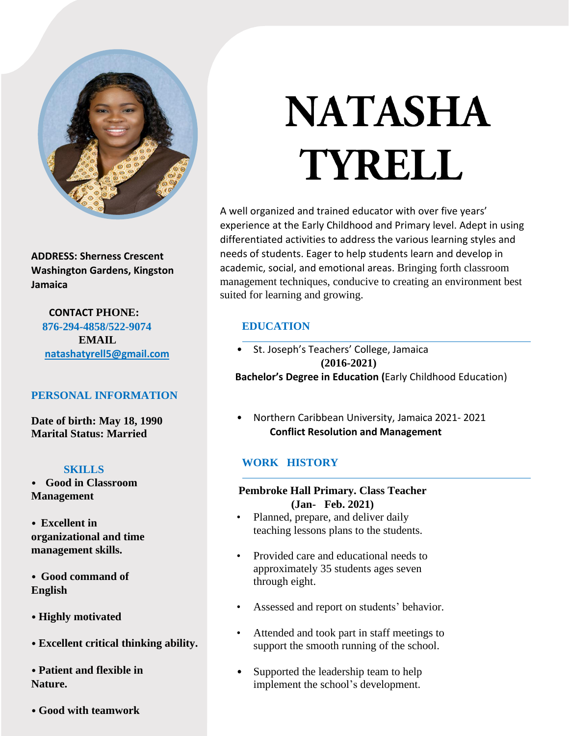# NATASHA TYRELL

**ADDRESS: Sherness Crescent Washington Gardens, Kingston Jamaica**

**CONTACT PHONE:**
**876-294-4858/522-9074**
**EMAIL**
**natashatyrell5@gmail.com**

## PERSONAL INFORMATION

**Date of birth: May 18, 1990**
**Marital Status: Married**

## SKILLS

- **Good in Classroom Management**
- **Excellent in organizational and time management skills.**
- **Good command of English**
- **Highly motivated**
- **Excellent critical thinking ability.**
- **Patient and flexible in Nature.**
- **Good with teamwork**

A well organized and trained educator with over five years' experience at the Early Childhood and Primary level. Adept in using differentiated activities to address the various learning styles and needs of students. Eager to help students learn and develop in academic, social, and emotional areas. Bringing forth classroom management techniques, conducive to creating an environment best suited for learning and growing.

## EDUCATION

- St. Joseph's Teachers' College, Jamaica
  **(2016-2021)**
  **Bachelor's Degree in Education (**Early Childhood Education)

- Northern Caribbean University, Jamaica 2021- 2021
  **Conflict Resolution and Management**

## WORK HISTORY

**Pembroke Hall Primary. Class Teacher**
**(Jan- Feb. 2021)**

- Planned, prepare, and deliver daily teaching lessons plans to the students.
- Provided care and educational needs to approximately 35 students ages seven through eight.
- Assessed and report on students' behavior.
- Attended and took part in staff meetings to support the smooth running of the school.
- Supported the leadership team to help implement the school's development.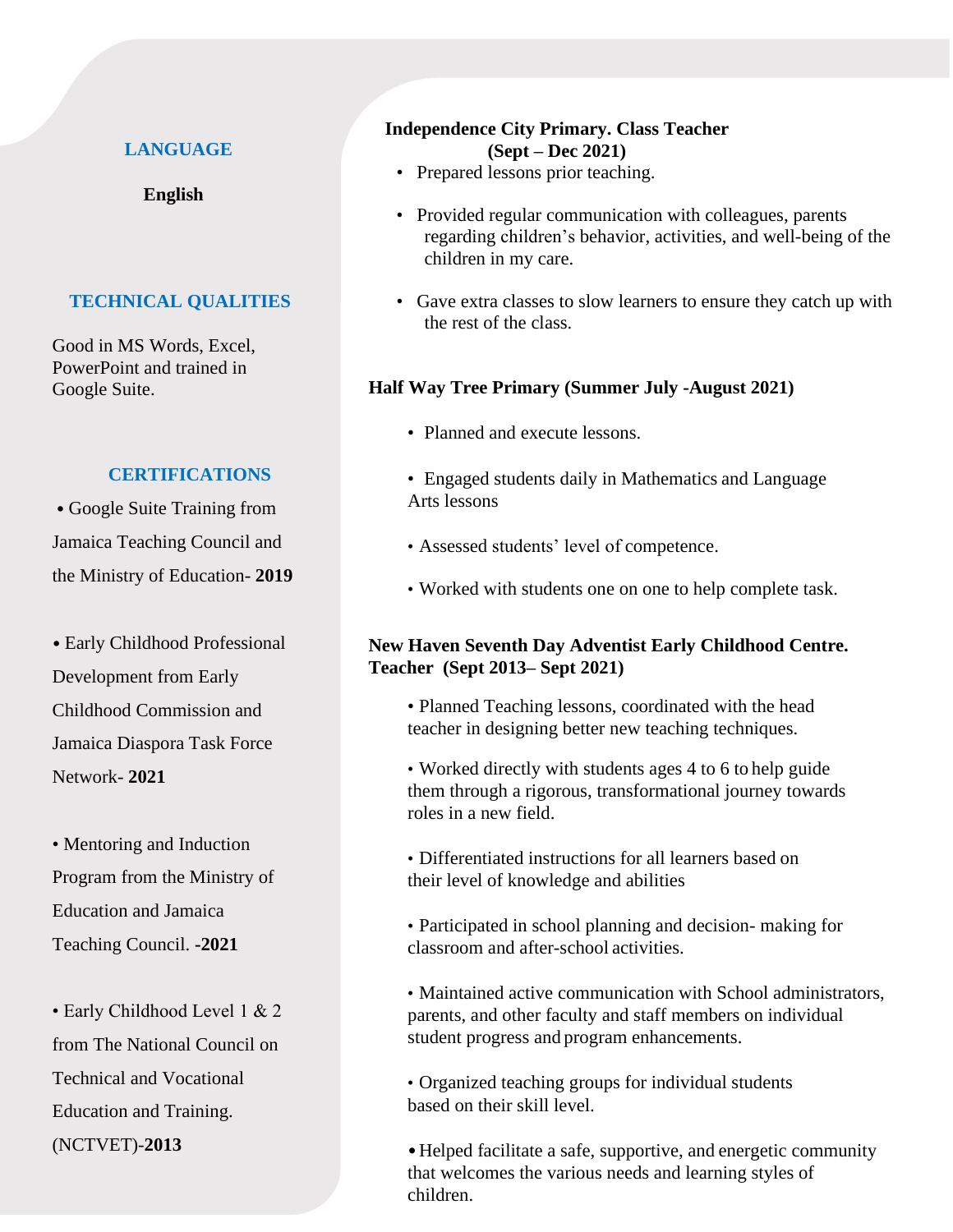## LANGUAGE

**English**

## TECHNICAL QUALITIES

Good in MS Words, Excel, PowerPoint and trained in Google Suite.

## CERTIFICATIONS

- Google Suite Training from Jamaica Teaching Council and the Ministry of Education- **2019**
- Early Childhood Professional Development from Early Childhood Commission and Jamaica Diaspora Task Force Network- **2021**
- Mentoring and Induction Program from the Ministry of Education and Jamaica Teaching Council. **-2021**
- Early Childhood Level 1 & 2 from The National Council on Technical and Vocational Education and Training. (NCTVET)-**2013**

**Independence City Primary. Class Teacher (Sept – Dec 2021)**

- Prepared lessons prior teaching.
- Provided regular communication with colleagues, parents regarding children's behavior, activities, and well-being of the children in my care.
- Gave extra classes to slow learners to ensure they catch up with the rest of the class.

**Half Way Tree Primary (Summer July -August 2021)**

- Planned and execute lessons.
- Engaged students daily in Mathematics and Language Arts lessons
- Assessed students' level of competence.
- Worked with students one on one to help complete task.

**New Haven Seventh Day Adventist Early Childhood Centre. Teacher (Sept 2013– Sept 2021)**

- Planned Teaching lessons, coordinated with the head teacher in designing better new teaching techniques.
- Worked directly with students ages 4 to 6 to help guide them through a rigorous, transformational journey towards roles in a new field.
- Differentiated instructions for all learners based on their level of knowledge and abilities
- Participated in school planning and decision- making for classroom and after-school activities.
- Maintained active communication with School administrators, parents, and other faculty and staff members on individual student progress and program enhancements.
- Organized teaching groups for individual students based on their skill level.
- Helped facilitate a safe, supportive, and energetic community that welcomes the various needs and learning styles of children.